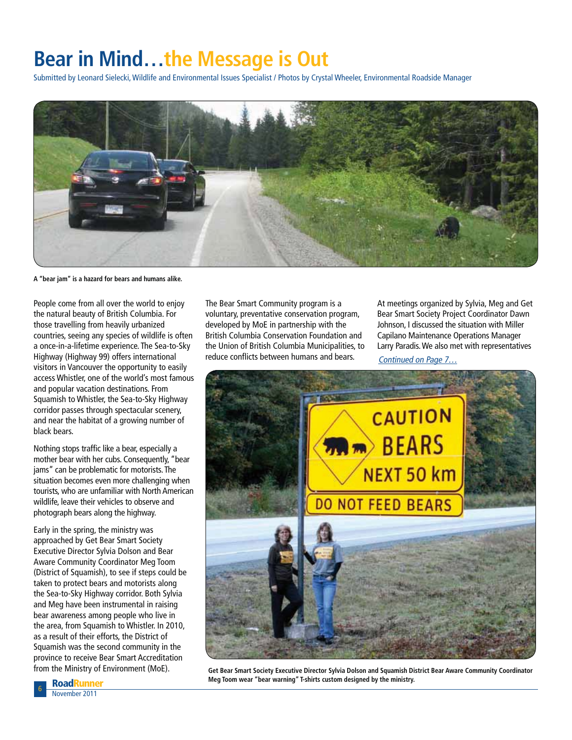# Bear in Mind…the Message is Out

Submitted by Leonard Sielecki, Wildlife and Environmental Issues Specialist / Photos by Crystal Wheeler, Environmental Roadside Manager

**A "bear jam" is a hazard for bears and humans alike.**

People come from all over the world to enjoy the natural beauty of British Columbia. For those travelling from heavily urbanized countries, seeing any species of wildlife is often a once-in-a-lifetime experience. The Sea-to-Sky Highway (Highway 99) offers international visitors in Vancouver the opportunity to easily access Whistler, one of the world's most famous and popular vacation destinations. From Squamish to Whistler, the Sea-to-Sky Highway corridor passes through spectacular scenery, and near the habitat of a growing number of black bears.

Nothing stops traffic like a bear, especially a mother bear with her cubs. Consequently, "bear jams" can be problematic for motorists. The situation becomes even more challenging when tourists, who are unfamiliar with North American wildlife, leave their vehicles to observe and photograph bears along the highway.

Early in the spring, the ministry was approached by Get Bear Smart Society Executive Director Sylvia Dolson and Bear Aware Community Coordinator Meg Toom (District of Squamish), to see if steps could be taken to protect bears and motorists along the Sea-to-Sky Highway corridor. Both Sylvia and Meg have been instrumental in raising bear awareness among people who live in the area, from Squamish to Whistler. In 2010, as a result of their efforts, the District of Squamish was the second community in the province to receive Bear Smart Accreditation from the Ministry of Environment (MoE).

The Bear Smart Community program is a voluntary, preventative conservation program, developed by MoE in partnership with the British Columbia Conservation Foundation and the Union of British Columbia Municipalities, to reduce conflicts between humans and bears.

At meetings organized by Sylvia, Meg and Get Bear Smart Society Project Coordinator Dawn Johnson, I discussed the situation with Miller Capilano Maintenance Operations Manager Larry Paradis. We also met with representatives

*Continued on Page 7…*

**Get Bear Smart Society Executive Director Sylvia Dolson and Squamish District Bear Aware Community Coordinator Meg Toom wear "bear warning" T-shirts custom designed by the ministry.**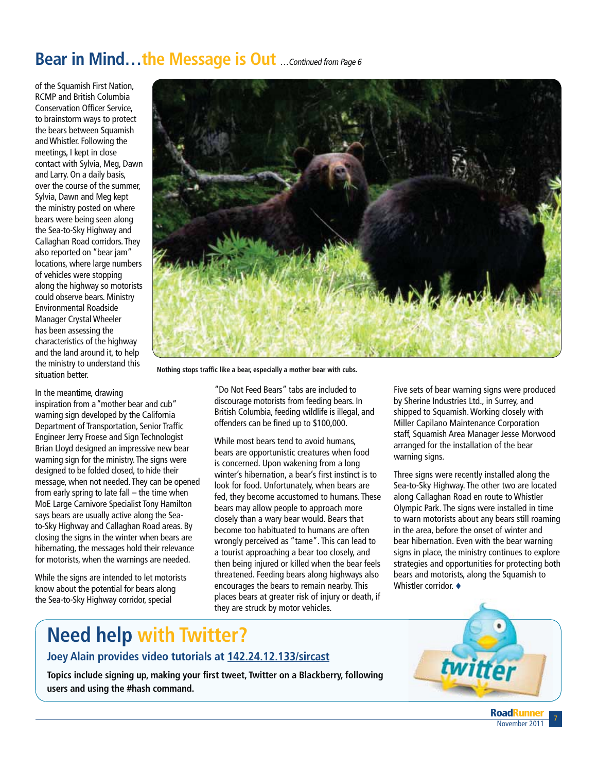# Bear in Mind…the Message is Out *…Continued from Page 6*

of the Squamish First Nation, RCMP and British Columbia Conservation Officer Service, to brainstorm ways to protect the bears between Squamish and Whistler. Following the meetings, I kept in close contact with Sylvia, Meg, Dawn and Larry. On a daily basis, over the course of the summer, Sylvia, Dawn and Meg kept the ministry posted on where bears were being seen along the Sea-to-Sky Highway and Callaghan Road corridors. They also reported on "bear jam" locations, where large numbers of vehicles were stopping along the highway so motorists could observe bears. Ministry Environmental Roadside Manager Crystal Wheeler has been assessing the characteristics of the highway and the land around it, to help the ministry to understand this situation better.

**Nothing stops traffic like a bear, especially a mother bear with cubs.**

In the meantime, drawing inspiration from a "mother bear and cub" warning sign developed by the California Department of Transportation, Senior Traffic Engineer Jerry Froese and Sign Technologist Brian Lloyd designed an impressive new bear warning sign for the ministry. The signs were designed to be folded closed, to hide their message, when not needed. They can be opened from early spring to late fall – the time when MoE Large Carnivore Specialist Tony Hamilton says bears are usually active along the Sea-to-Sky Highway and Callaghan Road areas. By closing the signs in the winter when bears are hibernating, the messages hold their relevance for motorists, when the warnings are needed.

While the signs are intended to let motorists know about the potential for bears along the Sea-to-Sky Highway corridor, special "Do Not Feed Bears" tabs are included to discourage motorists from feeding bears. In British Columbia, feeding wildlife is illegal, and offenders can be fined up to $100,000.

While most bears tend to avoid humans, bears are opportunistic creatures when food is concerned. Upon wakening from a long winter's hibernation, a bear's first instinct is to look for food. Unfortunately, when bears are fed, they become accustomed to humans. These bears may allow people to approach more closely than a wary bear would. Bears that become too habituated to humans are often wrongly perceived as "tame". This can lead to a tourist approaching a bear too closely, and then being injured or killed when the bear feels threatened. Feeding bears along highways also encourages the bears to remain nearby. This places bears at greater risk of injury or death, if they are struck by motor vehicles.

Five sets of bear warning signs were produced by Sherine Industries Ltd., in Surrey, and shipped to Squamish. Working closely with Miller Capilano Maintenance Corporation staff, Squamish Area Manager Jesse Morwood arranged for the installation of the bear warning signs.

Three signs were recently installed along the Sea-to-Sky Highway. The other two are located along Callaghan Road en route to Whistler Olympic Park. The signs were installed in time to warn motorists about any bears still roaming in the area, before the onset of winter and bear hibernation. Even with the bear warning signs in place, the ministry continues to explore strategies and opportunities for protecting both bears and motorists, along the Squamish to Whistler corridor. ♦

## Need help with Twitter?

### Joey Alain provides video tutorials at 142.24.12.133/sircast

**Topics include signing up, making your first tweet, Twitter on a Blackberry, following users and using the #hash command.**